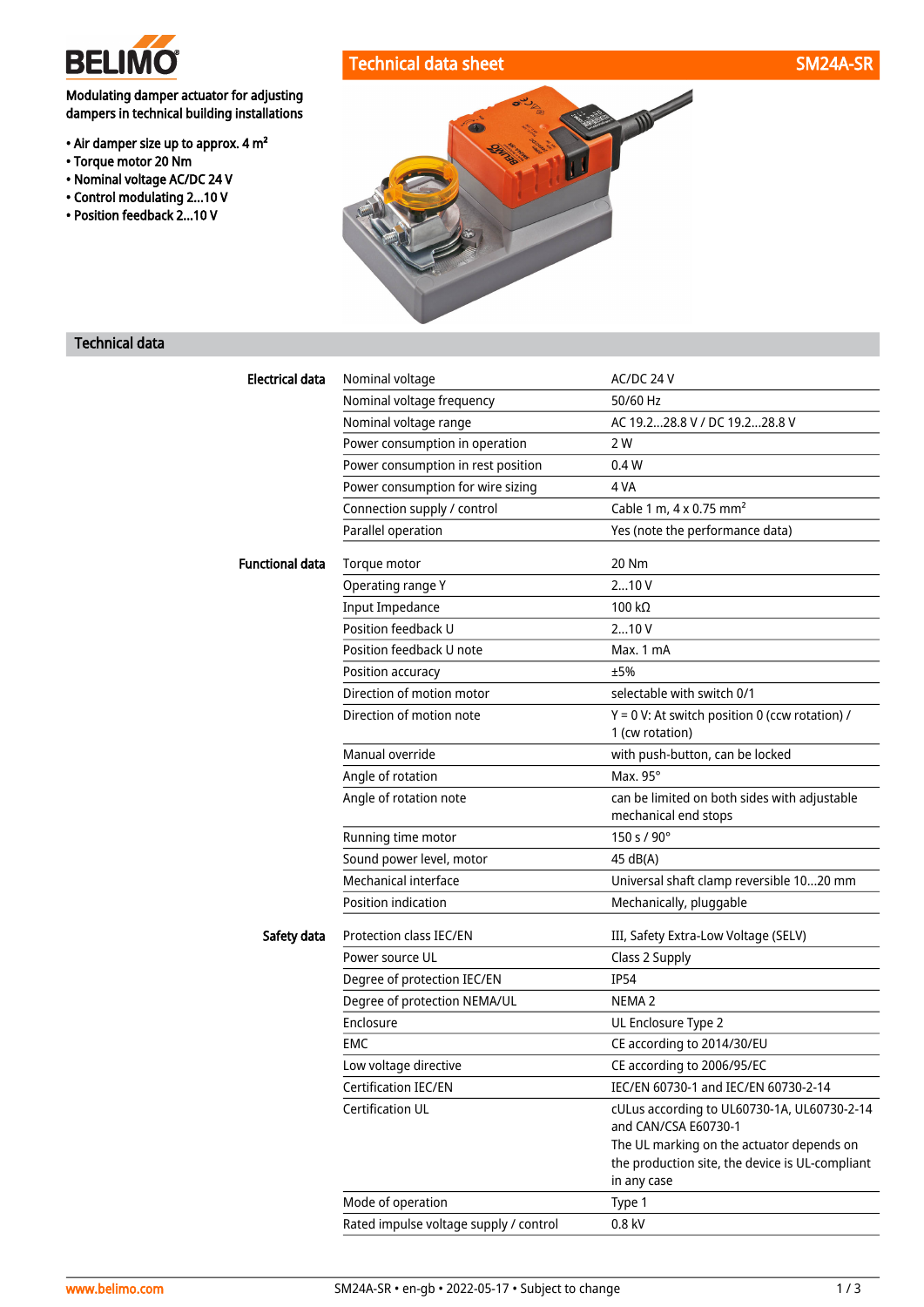# Technical data sheet SM24A-SR

**Modulating damper actuator for adjusting dampers in technical building installations**

- Air damper size up to approx. 4 m²
- Torque motor 20 Nm
- Nominal voltage AC/DC 24 V
- Control modulating 2...10 V
- Position feedback 2...10 V

## Technical data

| | | |
|---|---|---|
| **Electrical data** | Nominal voltage | AC/DC 24 V |
| | Nominal voltage frequency | 50/60 Hz |
| | Nominal voltage range | AC 19.2...28.8 V / DC 19.2...28.8 V |
| | Power consumption in operation | 2 W |
| | Power consumption in rest position | 0.4 W |
| | Power consumption for wire sizing | 4 VA |
| | Connection supply / control | Cable 1 m, 4 x 0.75 mm² |
| | Parallel operation | Yes (note the performance data) |
| **Functional data** | Torque motor | 20 Nm |
| | Operating range Y | 2...10 V |
| | Input Impedance | 100 kΩ |
| | Position feedback U | 2...10 V |
| | Position feedback U note | Max. 1 mA |
| | Position accuracy | ±5% |
| | Direction of motion motor | selectable with switch 0/1 |
| | Direction of motion note | Y = 0 V: At switch position 0 (ccw rotation) / 1 (cw rotation) |
| | Manual override | with push-button, can be locked |
| | Angle of rotation | Max. 95° |
| | Angle of rotation note | can be limited on both sides with adjustable mechanical end stops |
| | Running time motor | 150 s / 90° |
| | Sound power level, motor | 45 dB(A) |
| | Mechanical interface | Universal shaft clamp reversible 10...20 mm |
| | Position indication | Mechanically, pluggable |
| **Safety data** | Protection class IEC/EN | III, Safety Extra-Low Voltage (SELV) |
| | Power source UL | Class 2 Supply |
| | Degree of protection IEC/EN | IP54 |
| | Degree of protection NEMA/UL | NEMA 2 |
| | Enclosure | UL Enclosure Type 2 |
| | EMC | CE according to 2014/30/EU |
| | Low voltage directive | CE according to 2006/95/EC |
| | Certification IEC/EN | IEC/EN 60730-1 and IEC/EN 60730-2-14 |
| | Certification UL | cULus according to UL60730-1A, UL60730-2-14 and CAN/CSA E60730-1 The UL marking on the actuator depends on the production site, the device is UL-compliant in any case |
| | Mode of operation | Type 1 |
| | Rated impulse voltage supply / control | 0.8 kV |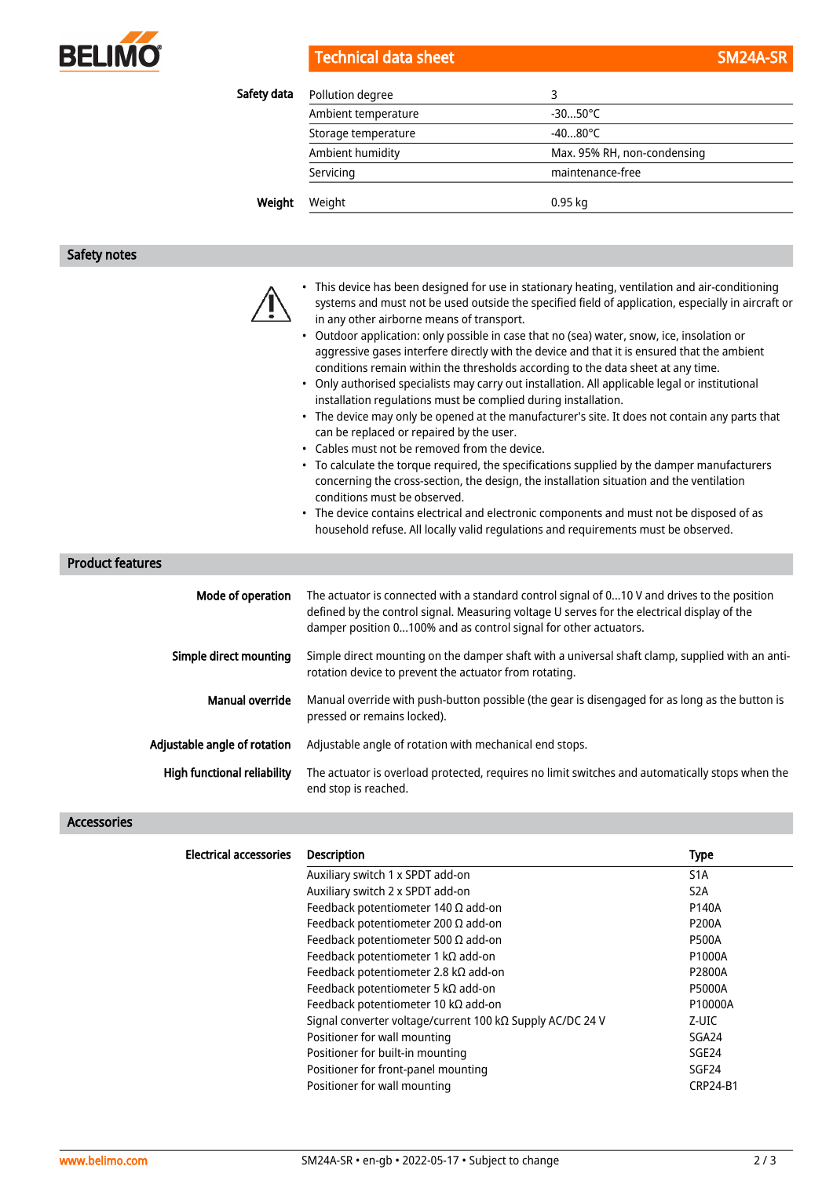**Safety data**

| | |
|---|---|
| Pollution degree | 3 |
| Ambient temperature | -30...50°C |
| Storage temperature | -40...80°C |
| Ambient humidity | Max. 95% RH, non-condensing |
| Servicing | maintenance-free |

**Weight**

| | |
|---|---|
| Weight | 0.95 kg |

## Safety notes

- This device has been designed for use in stationary heating, ventilation and air-conditioning systems and must not be used outside the specified field of application, especially in aircraft or in any other airborne means of transport.
- Outdoor application: only possible in case that no (sea) water, snow, ice, insolation or aggressive gases interfere directly with the device and that it is ensured that the ambient conditions remain within the thresholds according to the data sheet at any time.
- Only authorised specialists may carry out installation. All applicable legal or institutional installation regulations must be complied during installation.
- The device may only be opened at the manufacturer's site. It does not contain any parts that can be replaced or repaired by the user.
- Cables must not be removed from the device.
- To calculate the torque required, the specifications supplied by the damper manufacturers concerning the cross-section, the design, the installation situation and the ventilation conditions must be observed.
- The device contains electrical and electronic components and must not be disposed of as household refuse. All locally valid regulations and requirements must be observed.

## Product features

**Mode of operation**
The actuator is connected with a standard control signal of 0...10 V and drives to the position defined by the control signal. Measuring voltage U serves for the electrical display of the damper position 0...100% and as control signal for other actuators.

**Simple direct mounting**
Simple direct mounting on the damper shaft with a universal shaft clamp, supplied with an anti-rotation device to prevent the actuator from rotating.

**Manual override**
Manual override with push-button possible (the gear is disengaged for as long as the button is pressed or remains locked).

**Adjustable angle of rotation**
Adjustable angle of rotation with mechanical end stops.

**High functional reliability**
The actuator is overload protected, requires no limit switches and automatically stops when the end stop is reached.

## Accessories

**Electrical accessories**

| Description | Type |
|---|---|
| Auxiliary switch 1 x SPDT add-on | S1A |
| Auxiliary switch 2 x SPDT add-on | S2A |
| Feedback potentiometer 140 Ω add-on | P140A |
| Feedback potentiometer 200 Ω add-on | P200A |
| Feedback potentiometer 500 Ω add-on | P500A |
| Feedback potentiometer 1 kΩ add-on | P1000A |
| Feedback potentiometer 2.8 kΩ add-on | P2800A |
| Feedback potentiometer 5 kΩ add-on | P5000A |
| Feedback potentiometer 10 kΩ add-on | P10000A |
| Signal converter voltage/current 100 kΩ Supply AC/DC 24 V | Z-UIC |
| Positioner for wall mounting | SGA24 |
| Positioner for built-in mounting | SGE24 |
| Positioner for front-panel mounting | SGF24 |
| Positioner for wall mounting | CRP24-B1 |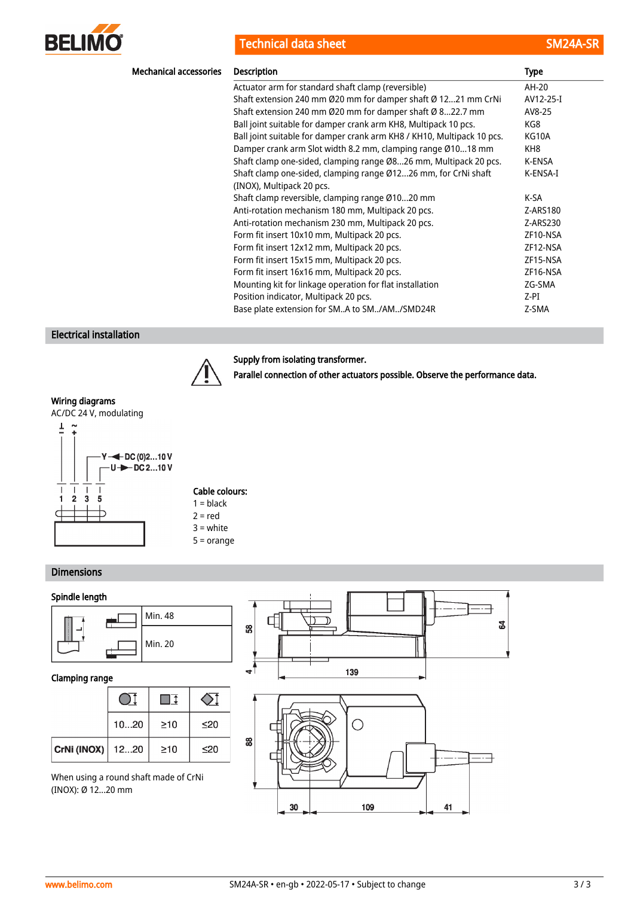## Mechanical accessories

| Description | Type |
|---|---|
| Actuator arm for standard shaft clamp (reversible) | AH-20 |
| Shaft extension 240 mm Ø20 mm for damper shaft Ø 12...21 mm CrNi | AV12-25-I |
| Shaft extension 240 mm Ø20 mm for damper shaft Ø 8...22.7 mm | AV8-25 |
| Ball joint suitable for damper crank arm KH8, Multipack 10 pcs. | KG8 |
| Ball joint suitable for damper crank arm KH8 / KH10, Multipack 10 pcs. | KG10A |
| Damper crank arm Slot width 8.2 mm, clamping range Ø10...18 mm | KH8 |
| Shaft clamp one-sided, clamping range Ø8...26 mm, Multipack 20 pcs. | K-ENSA |
| Shaft clamp one-sided, clamping range Ø12...26 mm, for CrNi shaft (INOX), Multipack 20 pcs. | K-ENSA-I |
| Shaft clamp reversible, clamping range Ø10...20 mm | K-SA |
| Anti-rotation mechanism 180 mm, Multipack 20 pcs. | Z-ARS180 |
| Anti-rotation mechanism 230 mm, Multipack 20 pcs. | Z-ARS230 |
| Form fit insert 10x10 mm, Multipack 20 pcs. | ZF10-NSA |
| Form fit insert 12x12 mm, Multipack 20 pcs. | ZF12-NSA |
| Form fit insert 15x15 mm, Multipack 20 pcs. | ZF15-NSA |
| Form fit insert 16x16 mm, Multipack 20 pcs. | ZF16-NSA |
| Mounting kit for linkage operation for flat installation | ZG-SMA |
| Position indicator, Multipack 20 pcs. | Z-PI |
| Base plate extension for SM..A to SM../AM../SMD24R | Z-SMA |

## Electrical installation

**Supply from isolating transformer.**

**Parallel connection of other actuators possible. Observe the performance data.**

### Wiring diagrams

AC/DC 24 V, modulating

⊥ –
~ +
Y DC (0)2...10 V
U DC 2...10 V
1 2 3 5

**Cable colours:**
1 = black
2 = red
3 = white
5 = orange

## Dimensions

### Spindle length

| | |
|---|---|
| | Min. 48 |
| | Min. 20 |

### Clamping range

| | ● | ■ | ◆ |
|---|---|---|---|
| | 10...20 | ≥10 | ≤20 |
| CrNi (INOX) | 12...20 | ≥10 | ≤20 |

When using a round shaft made of CrNi (INOX): Ø 12...20 mm

58
64
4
139
88
30
109
41